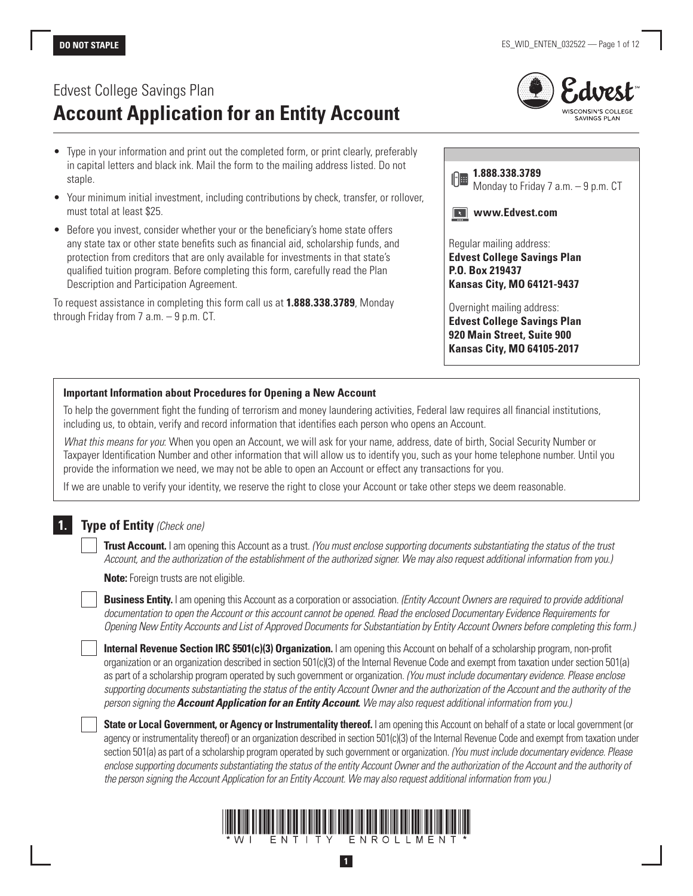**DO NOT STAPLE**

Edvest College Savings Plan

# Account Application for an Entity Account

- Type in your information and print out the completed form, or print clearly, preferably in capital letters and black ink. Mail the form to the mailing address listed. Do not staple.
- Your minimum initial investment, including contributions by check, transfer, or rollover, must total at least $25.
- Before you invest, consider whether your or the beneficiary's home state offers any state tax or other state benefits such as financial aid, scholarship funds, and protection from creditors that are only available for investments in that state's qualified tuition program. Before completing this form, carefully read the Plan Description and Participation Agreement.

To request assistance in completing this form call us at **1.888.338.3789**, Monday through Friday from 7 a.m. – 9 p.m. CT.

**1.888.338.3789**
Monday to Friday 7 a.m. – 9 p.m. CT

**www.Edvest.com**

Regular mailing address:
**Edvest College Savings Plan**
**P.O. Box 219437**
**Kansas City, MO 64121-9437**

Overnight mailing address:
**Edvest College Savings Plan**
**920 Main Street, Suite 900**
**Kansas City, MO 64105-2017**

**Important Information about Procedures for Opening a New Account**

To help the government fight the funding of terrorism and money laundering activities, Federal law requires all financial institutions, including us, to obtain, verify and record information that identifies each person who opens an Account.

*What this means for you*: When you open an Account, we will ask for your name, address, date of birth, Social Security Number or Taxpayer Identification Number and other information that will allow us to identify you, such as your home telephone number. Until you provide the information we need, we may not be able to open an Account or effect any transactions for you.

If we are unable to verify your identity, we reserve the right to close your Account or take other steps we deem reasonable.

## 1. Type of Entity *(Check one)*

☐ **Trust Account.** I am opening this Account as a trust. *(You must enclose supporting documents substantiating the status of the trust Account, and the authorization of the establishment of the authorized signer. We may also request additional information from you.)*

**Note:** Foreign trusts are not eligible.

☐ **Business Entity.** I am opening this Account as a corporation or association. *(Entity Account Owners are required to provide additional documentation to open the Account or this account cannot be opened. Read the enclosed Documentary Evidence Requirements for Opening New Entity Accounts and List of Approved Documents for Substantiation by Entity Account Owners before completing this form.)*

☐ **Internal Revenue Section IRC §501(c)(3) Organization.** I am opening this Account on behalf of a scholarship program, non-profit organization or an organization described in section 501(c)(3) of the Internal Revenue Code and exempt from taxation under section 501(a) as part of a scholarship program operated by such government or organization. *(You must include documentary evidence. Please enclose supporting documents substantiating the status of the entity Account Owner and the authorization of the Account and the authority of the person signing the **Account Application for an Entity Account.** We may also request additional information from you.)*

☐ **State or Local Government, or Agency or Instrumentality thereof.** I am opening this Account on behalf of a state or local government (or agency or instrumentality thereof) or an organization described in section 501(c)(3) of the Internal Revenue Code and exempt from taxation under section 501(a) as part of a scholarship program operated by such government or organization. *(You must include documentary evidence. Please enclose supporting documents substantiating the status of the entity Account Owner and the authorization of the Account and the authority of the person signing the Account Application for an Entity Account. We may also request additional information from you.)*

*WI ENTITY ENROLLMENT*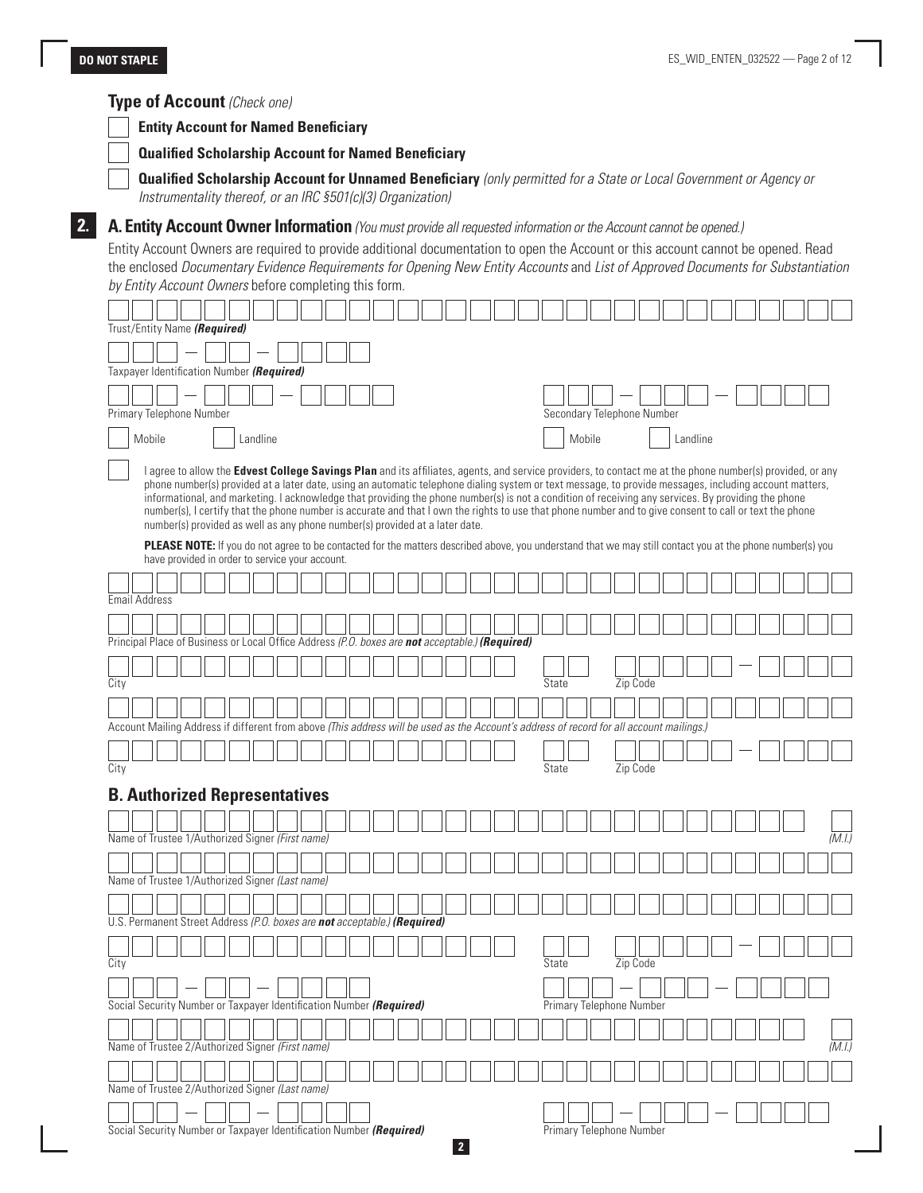DO NOT STAPLE

## Type of Account *(Check one)*

☐ **Entity Account for Named Beneficiary**

☐ **Qualified Scholarship Account for Named Beneficiary**

☐ **Qualified Scholarship Account for Unnamed Beneficiary** *(only permitted for a State or Local Government or Agency or Instrumentality thereof, or an IRC §501(c)(3) Organization)*

## 2. A. Entity Account Owner Information *(You must provide all requested information or the Account cannot be opened.)*

Entity Account Owners are required to provide additional documentation to open the Account or this account cannot be opened. Read the enclosed *Documentary Evidence Requirements for Opening New Entity Accounts* and *List of Approved Documents for Substantiation by Entity Account Owners* before completing this form.

Trust/Entity Name ***(Required)***

Taxpayer Identification Number ***(Required)***

Primary Telephone Number

☐ Mobile ☐ Landline

Secondary Telephone Number

☐ Mobile ☐ Landline

☐ I agree to allow the **Edvest College Savings Plan** and its affiliates, agents, and service providers, to contact me at the phone number(s) provided, or any phone number(s) provided at a later date, using an automatic telephone dialing system or text message, to provide messages, including account matters, informational, and marketing. I acknowledge that providing the phone number(s) is not a condition of receiving any services. By providing the phone number(s), I certify that the phone number is accurate and that I own the rights to use that phone number and to give consent to call or text the phone number(s) provided as well as any phone number(s) provided at a later date.

**PLEASE NOTE:** If you do not agree to be contacted for the matters described above, you understand that we may still contact you at the phone number(s) you have provided in order to service your account.

Email Address

Principal Place of Business or Local Office Address *(P.O. boxes are **not** acceptable.)* ***(Required)***

City | State | Zip Code

Account Mailing Address if different from above *(This address will be used as the Account's address of record for all account mailings.)*

City | State | Zip Code

## B. Authorized Representatives

Name of Trustee 1/Authorized Signer *(First name)* | *(M.I.)*

Name of Trustee 1/Authorized Signer *(Last name)*

U.S. Permanent Street Address *(P.O. boxes are **not** acceptable.)* ***(Required)***

City | State | Zip Code

Social Security Number or Taxpayer Identification Number ***(Required)***

Primary Telephone Number

Name of Trustee 2/Authorized Signer *(First name)* | *(M.I.)*

Name of Trustee 2/Authorized Signer *(Last name)*

Social Security Number or Taxpayer Identification Number ***(Required)***

Primary Telephone Number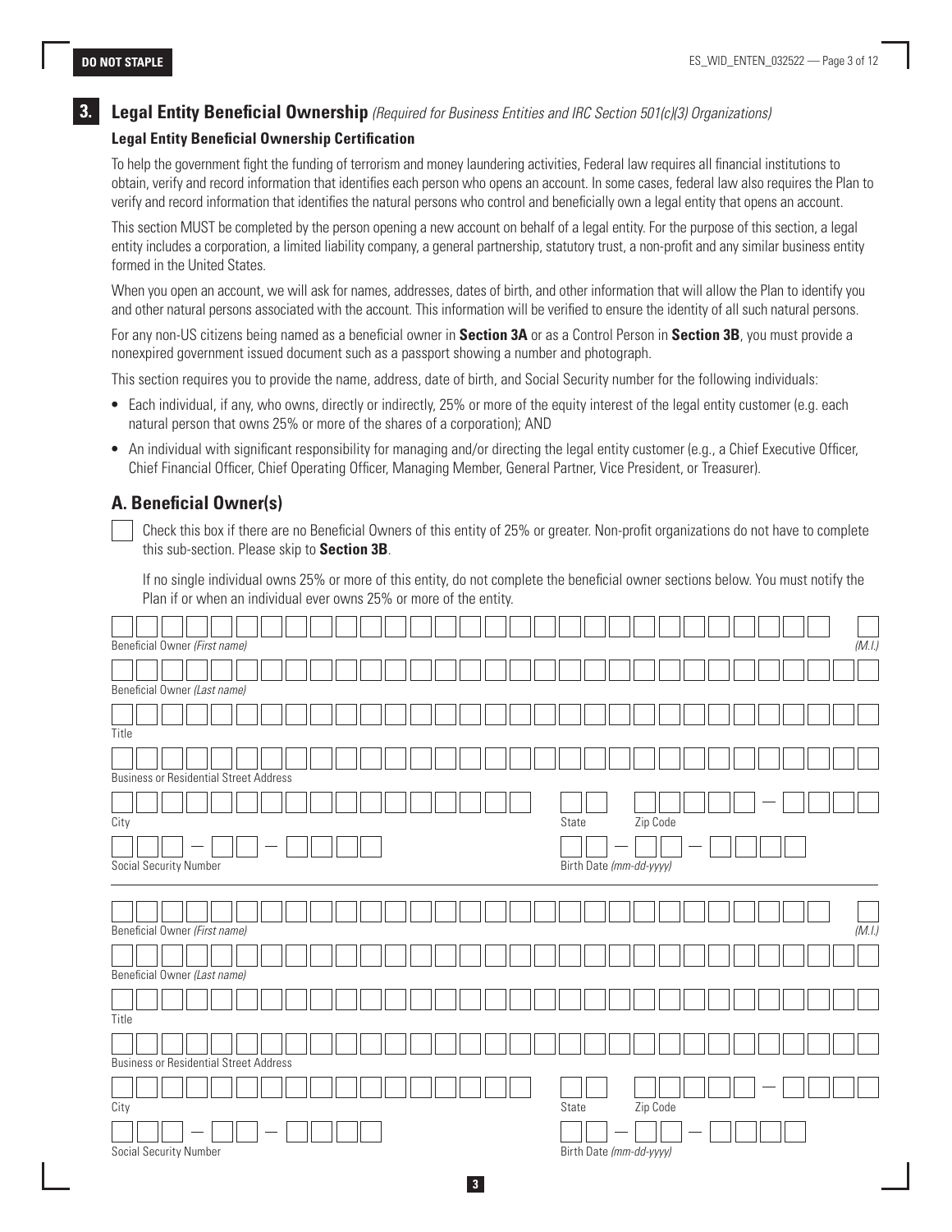DO NOT STAPLE

## 3. Legal Entity Beneficial Ownership *(Required for Business Entities and IRC Section 501(c)(3) Organizations)*

### Legal Entity Beneficial Ownership Certification

To help the government fight the funding of terrorism and money laundering activities, Federal law requires all financial institutions to obtain, verify and record information that identifies each person who opens an account. In some cases, federal law also requires the Plan to verify and record information that identifies the natural persons who control and beneficially own a legal entity that opens an account.

This section MUST be completed by the person opening a new account on behalf of a legal entity. For the purpose of this section, a legal entity includes a corporation, a limited liability company, a general partnership, statutory trust, a non-profit and any similar business entity formed in the United States.

When you open an account, we will ask for names, addresses, dates of birth, and other information that will allow the Plan to identify you and other natural persons associated with the account. This information will be verified to ensure the identity of all such natural persons.

For any non-US citizens being named as a beneficial owner in **Section 3A** or as a Control Person in **Section 3B**, you must provide a nonexpired government issued document such as a passport showing a number and photograph.

This section requires you to provide the name, address, date of birth, and Social Security number for the following individuals:

- Each individual, if any, who owns, directly or indirectly, 25% or more of the equity interest of the legal entity customer (e.g. each natural person that owns 25% or more of the shares of a corporation); AND
- An individual with significant responsibility for managing and/or directing the legal entity customer (e.g., a Chief Executive Officer, Chief Financial Officer, Chief Operating Officer, Managing Member, General Partner, Vice President, or Treasurer).

## A. Beneficial Owner(s)

☐ Check this box if there are no Beneficial Owners of this entity of 25% or greater. Non-profit organizations do not have to complete this sub-section. Please skip to **Section 3B**.

If no single individual owns 25% or more of this entity, do not complete the beneficial owner sections below. You must notify the Plan if or when an individual ever owns 25% or more of the entity.

Beneficial Owner *(First name)* ____________________ *(M.I.)* ____

Beneficial Owner *(Last name)* ____________________

Title ____________________

Business or Residential Street Address ____________________

City ____________________ State ____ Zip Code _____ - ____

Social Security Number ___ - __ - ____ Birth Date *(mm-dd-yyyy)* __ - __ - ____

---

Beneficial Owner *(First name)* ____________________ *(M.I.)* ____

Beneficial Owner *(Last name)* ____________________

Title ____________________

Business or Residential Street Address ____________________

City ____________________ State ____ Zip Code _____ - ____

Social Security Number ___ - __ - ____ Birth Date *(mm-dd-yyyy)* __ - __ - ____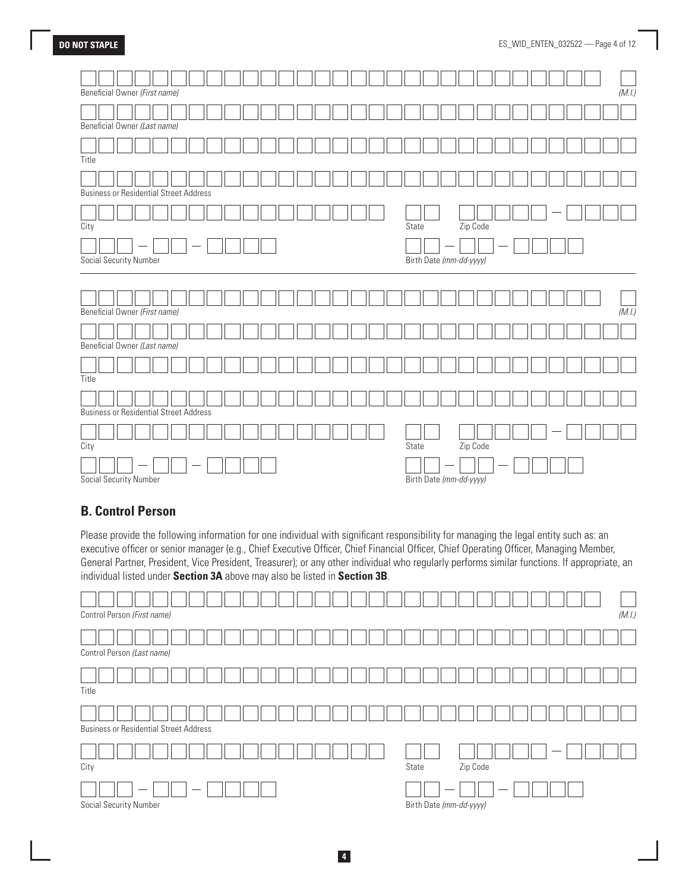DO NOT STAPLE

Beneficial Owner *(First name)* (M.I.)

Beneficial Owner *(Last name)*

Title

Business or Residential Street Address

City | State | Zip Code

Social Security Number | Birth Date *(mm-dd-yyyy)*

---

Beneficial Owner *(First name)* (M.I.)

Beneficial Owner *(Last name)*

Title

Business or Residential Street Address

City | State | Zip Code

Social Security Number | Birth Date *(mm-dd-yyyy)*

## B. Control Person

Please provide the following information for one individual with significant responsibility for managing the legal entity such as: an executive officer or senior manager (e.g., Chief Executive Officer, Chief Financial Officer, Chief Operating Officer, Managing Member, General Partner, President, Vice President, Treasurer); or any other individual who regularly performs similar functions. If appropriate, an individual listed under **Section 3A** above may also be listed in **Section 3B**.

Control Person *(First name)* (M.I.)

Control Person *(Last name)*

Title

Business or Residential Street Address

City | State | Zip Code

Social Security Number | Birth Date *(mm-dd-yyyy)*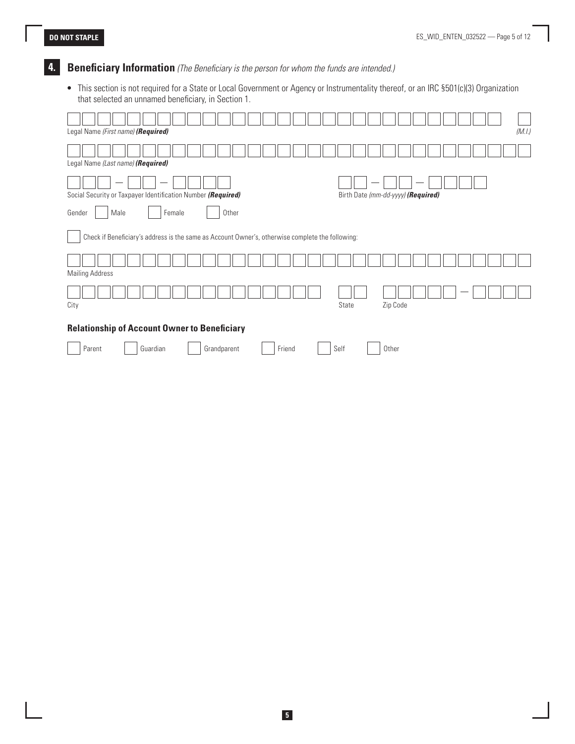**DO NOT STAPLE**

## 4. Beneficiary Information *(The Beneficiary is the person for whom the funds are intended.)*

- This section is not required for a State or Local Government or Agency or Instrumentality thereof, or an IRC §501(c)(3) Organization that selected an unnamed beneficiary, in Section 1.

Legal Name *(First name)* ***(Required)*** *(M.I.)*

Legal Name *(Last name)* ***(Required)***

Social Security or Taxpayer Identification Number ***(Required)*** — Birth Date *(mm-dd-yyyy)* ***(Required)***

Gender ☐ Male ☐ Female ☐ Other

☐ Check if Beneficiary's address is the same as Account Owner's, otherwise complete the following:

Mailing Address

City — State — Zip Code

### Relationship of Account Owner to Beneficiary

☐ Parent ☐ Guardian ☐ Grandparent ☐ Friend ☐ Self ☐ Other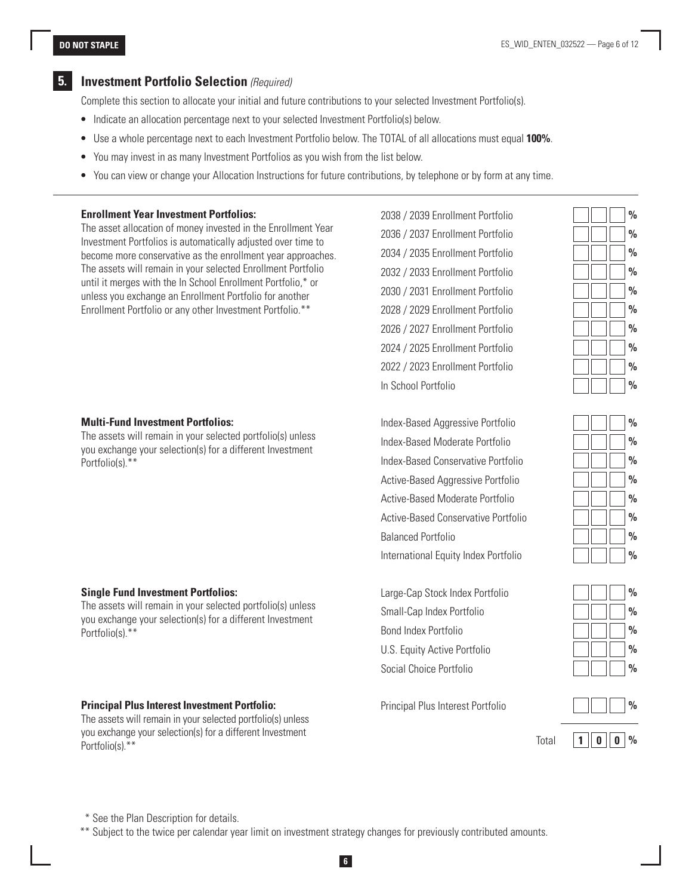DO NOT STAPLE

## 5. Investment Portfolio Selection *(Required)*

Complete this section to allocate your initial and future contributions to your selected Investment Portfolio(s).

- Indicate an allocation percentage next to your selected Investment Portfolio(s) below.
- Use a whole percentage next to each Investment Portfolio below. The TOTAL of all allocations must equal **100%**.
- You may invest in as many Investment Portfolios as you wish from the list below.
- You can view or change your Allocation Instructions for future contributions, by telephone or by form at any time.

---

**Enrollment Year Investment Portfolios:**
The asset allocation of money invested in the Enrollment Year Investment Portfolios is automatically adjusted over time to become more conservative as the enrollment year approaches. The assets will remain in your selected Enrollment Portfolio until it merges with the In School Enrollment Portfolio,* or unless you exchange an Enrollment Portfolio for another Enrollment Portfolio or any other Investment Portfolio.**

| Portfolio | Allocation |
|---|---|
| 2038 / 2039 Enrollment Portfolio | % |
| 2036 / 2037 Enrollment Portfolio | % |
| 2034 / 2035 Enrollment Portfolio | % |
| 2032 / 2033 Enrollment Portfolio | % |
| 2030 / 2031 Enrollment Portfolio | % |
| 2028 / 2029 Enrollment Portfolio | % |
| 2026 / 2027 Enrollment Portfolio | % |
| 2024 / 2025 Enrollment Portfolio | % |
| 2022 / 2023 Enrollment Portfolio | % |
| In School Portfolio | % |

**Multi-Fund Investment Portfolios:**
The assets will remain in your selected portfolio(s) unless you exchange your selection(s) for a different Investment Portfolio(s).**

| Portfolio | Allocation |
|---|---|
| Index-Based Aggressive Portfolio | % |
| Index-Based Moderate Portfolio | % |
| Index-Based Conservative Portfolio | % |
| Active-Based Aggressive Portfolio | % |
| Active-Based Moderate Portfolio | % |
| Active-Based Conservative Portfolio | % |
| Balanced Portfolio | % |
| International Equity Index Portfolio | % |

**Single Fund Investment Portfolios:**
The assets will remain in your selected portfolio(s) unless you exchange your selection(s) for a different Investment Portfolio(s).**

| Portfolio | Allocation |
|---|---|
| Large-Cap Stock Index Portfolio | % |
| Small-Cap Index Portfolio | % |
| Bond Index Portfolio | % |
| U.S. Equity Active Portfolio | % |
| Social Choice Portfolio | % |

**Principal Plus Interest Investment Portfolio:**
The assets will remain in your selected portfolio(s) unless you exchange your selection(s) for a different Investment Portfolio(s).**

| Portfolio | Allocation |
|---|---|
| Principal Plus Interest Portfolio | % |
| Total | 100 % |

\* See the Plan Description for details.

** Subject to the twice per calendar year limit on investment strategy changes for previously contributed amounts.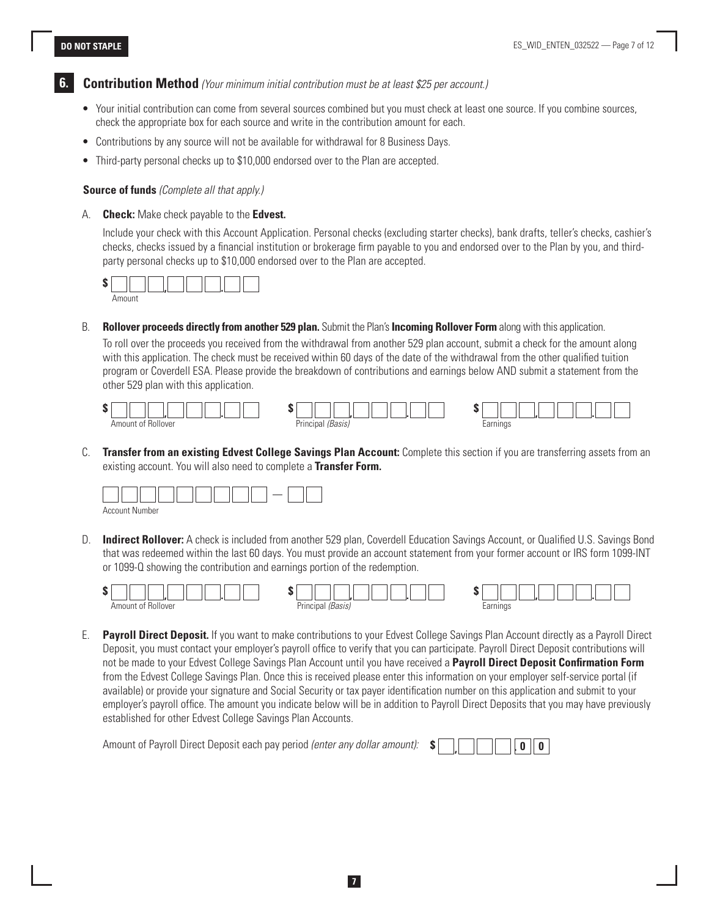**DO NOT STAPLE**

## 6. Contribution Method *(Your minimum initial contribution must be at least $25 per account.)*

- Your initial contribution can come from several sources combined but you must check at least one source. If you combine sources, check the appropriate box for each source and write in the contribution amount for each.
- Contributions by any source will not be available for withdrawal for 8 Business Days.
- Third-party personal checks up to $10,000 endorsed over to the Plan are accepted.

**Source of funds** *(Complete all that apply.)*

A. **Check:** Make check payable to the **Edvest.**

Include your check with this Account Application. Personal checks (excluding starter checks), bank drafts, teller's checks, cashier's checks, checks issued by a financial institution or brokerage firm payable to you and endorsed over to the Plan by you, and third-party personal checks up to $10,000 endorsed over to the Plan are accepted.

$ ___ , ___ . ___
Amount

B. **Rollover proceeds directly from another 529 plan.** Submit the Plan's **Incoming Rollover Form** along with this application.

To roll over the proceeds you received from the withdrawal from another 529 plan account, submit a check for the amount along with this application. The check must be received within 60 days of the date of the withdrawal from the other qualified tuition program or Coverdell ESA. Please provide the breakdown of contributions and earnings below AND submit a statement from the other 529 plan with this application.

$ ___ , ___ . ___ Amount of Rollover
$ ___ , ___ . ___ Principal *(Basis)*
$ ___ , ___ . ___ Earnings

C. **Transfer from an existing Edvest College Savings Plan Account:** Complete this section if you are transferring assets from an existing account. You will also need to complete a **Transfer Form.**

___________ — ___
Account Number

D. **Indirect Rollover:** A check is included from another 529 plan, Coverdell Education Savings Account, or Qualified U.S. Savings Bond that was redeemed within the last 60 days. You must provide an account statement from your former account or IRS form 1099-INT or 1099-Q showing the contribution and earnings portion of the redemption.

$ ___ , ___ . ___ Amount of Rollover
$ ___ , ___ . ___ Principal *(Basis)*
$ ___ , ___ . ___ Earnings

E. **Payroll Direct Deposit.** If you want to make contributions to your Edvest College Savings Plan Account directly as a Payroll Direct Deposit, you must contact your employer's payroll office to verify that you can participate. Payroll Direct Deposit contributions will not be made to your Edvest College Savings Plan Account until you have received a **Payroll Direct Deposit Confirmation Form** from the Edvest College Savings Plan. Once this is received please enter this information on your employer self-service portal (if available) or provide your signature and Social Security or tax payer identification number on this application and submit to your employer's payroll office. The amount you indicate below will be in addition to Payroll Direct Deposits that you may have previously established for other Edvest College Savings Plan Accounts.

Amount of Payroll Direct Deposit each pay period *(enter any dollar amount):* $ ___ , ___ . 0 0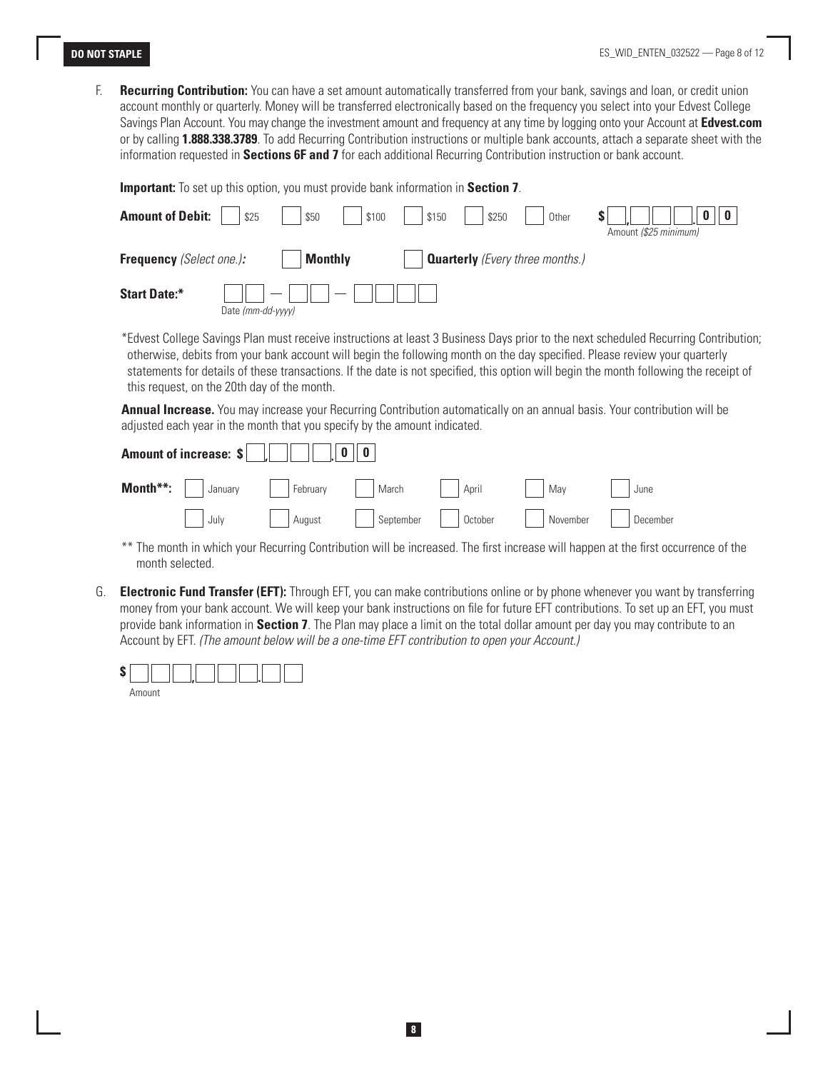F. **Recurring Contribution:** You can have a set amount automatically transferred from your bank, savings and loan, or credit union account monthly or quarterly. Money will be transferred electronically based on the frequency you select into your Edvest College Savings Plan Account. You may change the investment amount and frequency at any time by logging onto your Account at **Edvest.com** or by calling **1.888.338.3789**. To add Recurring Contribution instructions or multiple bank accounts, attach a separate sheet with the information requested in **Sections 6F and 7** for each additional Recurring Contribution instruction or bank account.

**Important:** To set up this option, you must provide bank information in **Section 7**.

**Amount of Debit:** ☐ $25 ☐ $50 ☐ $100 ☐ $150 ☐ $250 ☐ Other $ ____,________.0 0 Amount *($25 minimum)*

**Frequency** *(Select one.)***:** ☐ **Monthly** ☐ **Quarterly** *(Every three months.)*

**Start Date:*** ____ — ____ — ________ Date *(mm-dd-yyyy)*

*Edvest College Savings Plan must receive instructions at least 3 Business Days prior to the next scheduled Recurring Contribution; otherwise, debits from your bank account will begin the following month on the day specified. Please review your quarterly statements for details of these transactions. If the date is not specified, this option will begin the month following the receipt of this request, on the 20th day of the month.

**Annual Increase.** You may increase your Recurring Contribution automatically on an annual basis. Your contribution will be adjusted each year in the month that you specify by the amount indicated.

**Amount of increase: $** ____,________.0 0

**Month**:** ☐ January ☐ February ☐ March ☐ April ☐ May ☐ June ☐ July ☐ August ☐ September ☐ October ☐ November ☐ December

** The month in which your Recurring Contribution will be increased. The first increase will happen at the first occurrence of the month selected.

G. **Electronic Fund Transfer (EFT):** Through EFT, you can make contributions online or by phone whenever you want by transferring money from your bank account. We will keep your bank instructions on file for future EFT contributions. To set up an EFT, you must provide bank information in **Section 7**. The Plan may place a limit on the total dollar amount per day you may contribute to an Account by EFT. *(The amount below will be a one-time EFT contribution to open your Account.)*

**$** ________,________.____ Amount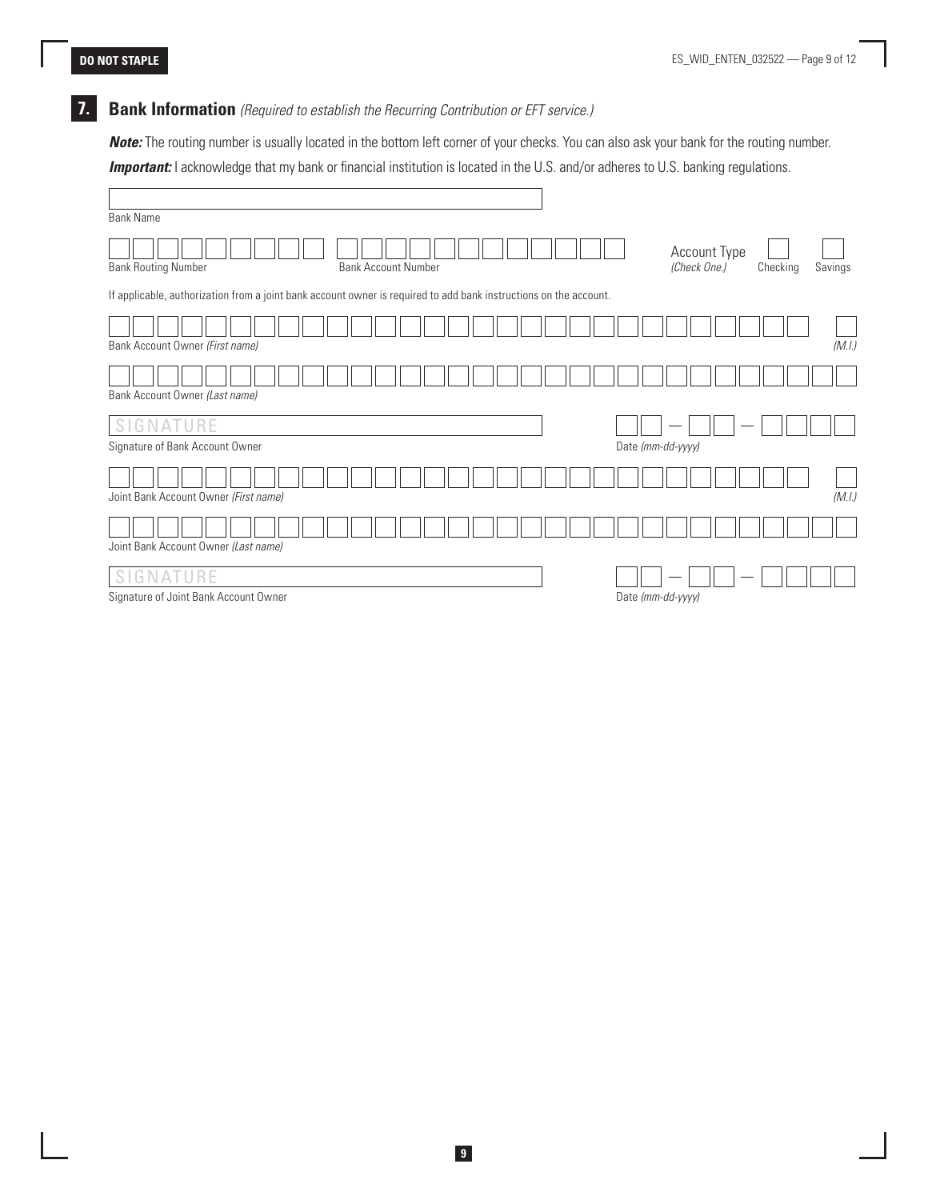**DO NOT STAPLE**

## 7. Bank Information *(Required to establish the Recurring Contribution or EFT service.)*

***Note:*** The routing number is usually located in the bottom left corner of your checks. You can also ask your bank for the routing number.

***Important:*** I acknowledge that my bank or financial institution is located in the U.S. and/or adheres to U.S. banking regulations.

Bank Name

Bank Routing Number

Bank Account Number

Account Type *(Check One.)* ☐ Checking ☐ Savings

If applicable, authorization from a joint bank account owner is required to add bank instructions on the account.

Bank Account Owner *(First name)* *(M.I.)*

Bank Account Owner *(Last name)*

SIGNATURE

Signature of Bank Account Owner

Date *(mm-dd-yyyy)*

Joint Bank Account Owner *(First name)* *(M.I.)*

Joint Bank Account Owner *(Last name)*

SIGNATURE

Signature of Joint Bank Account Owner

Date *(mm-dd-yyyy)*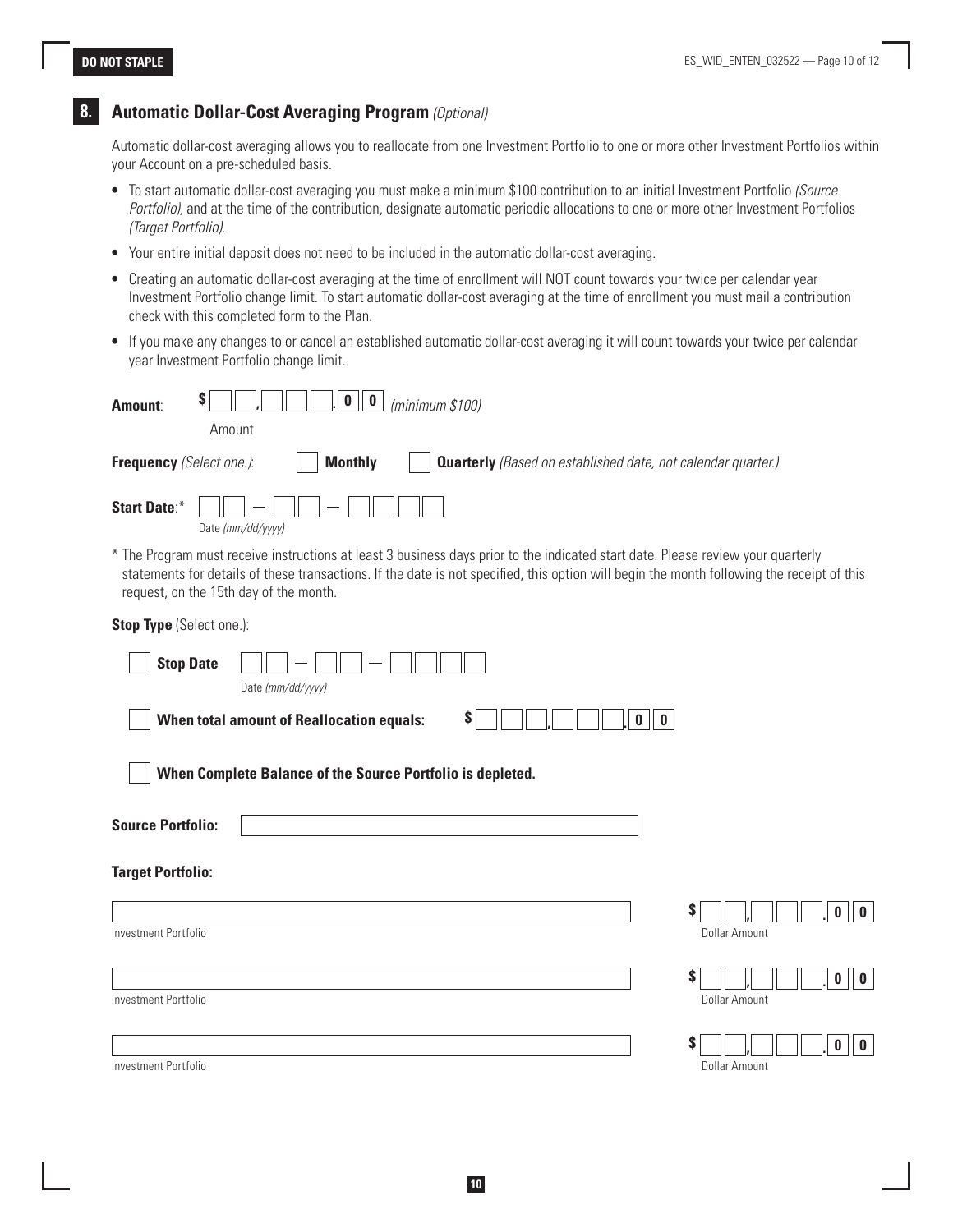DO NOT STAPLE

## 8. Automatic Dollar-Cost Averaging Program *(Optional)*

Automatic dollar-cost averaging allows you to reallocate from one Investment Portfolio to one or more other Investment Portfolios within your Account on a pre-scheduled basis.

- To start automatic dollar-cost averaging you must make a minimum $100 contribution to an initial Investment Portfolio *(Source Portfolio)*, and at the time of the contribution, designate automatic periodic allocations to one or more other Investment Portfolios *(Target Portfolio)*.
- Your entire initial deposit does not need to be included in the automatic dollar-cost averaging.
- Creating an automatic dollar-cost averaging at the time of enrollment will NOT count towards your twice per calendar year Investment Portfolio change limit. To start automatic dollar-cost averaging at the time of enrollment you must mail a contribution check with this completed form to the Plan.
- If you make any changes to or cancel an established automatic dollar-cost averaging it will count towards your twice per calendar year Investment Portfolio change limit.

**Amount**: $ __ __ , __ __ __ . 0 0 *(minimum $100)*
Amount

**Frequency** *(Select one.)*: ☐ **Monthly** ☐ **Quarterly** *(Based on established date, not calendar quarter.)*

**Start Date**:* __ __ – __ __ – __ __ __ __
Date *(mm/dd/yyyy)*

\* The Program must receive instructions at least 3 business days prior to the indicated start date. Please review your quarterly statements for details of these transactions. If the date is not specified, this option will begin the month following the receipt of this request, on the 15th day of the month.

**Stop Type** (Select one.):

☐ **Stop Date** __ __ – __ __ – __ __ __ __
Date *(mm/dd/yyyy)*

☐ **When total amount of Reallocation equals:** $ __ __ __ , __ __ __ . 0 0

☐ **When Complete Balance of the Source Portfolio is depleted.**

**Source Portfolio:** ______________________________

**Target Portfolio:**

______________________________ $ __ __ , __ __ __ . 0 0
Investment Portfolio — Dollar Amount

______________________________ $ __ __ , __ __ __ . 0 0
Investment Portfolio — Dollar Amount

______________________________ $ __ __ , __ __ __ . 0 0
Investment Portfolio — Dollar Amount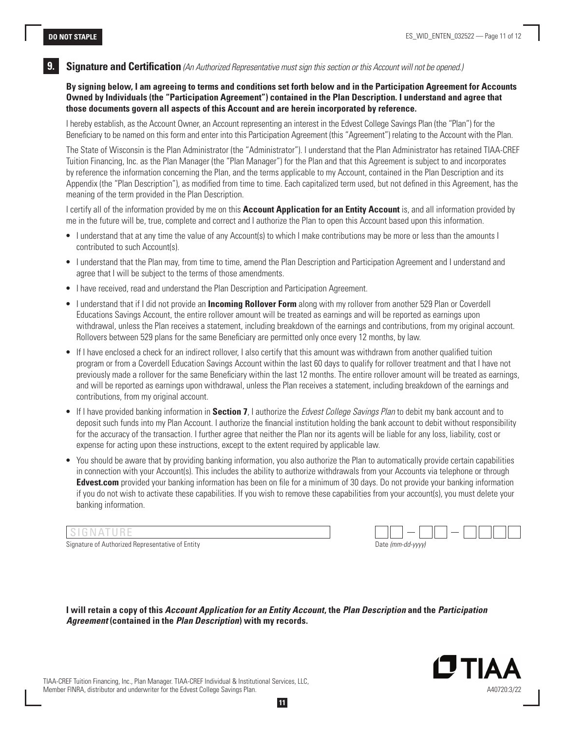## 9. Signature and Certification *(An Authorized Representative must sign this section or this Account will not be opened.)*

**By signing below, I am agreeing to terms and conditions set forth below and in the Participation Agreement for Accounts Owned by Individuals (the "Participation Agreement") contained in the Plan Description. I understand and agree that those documents govern all aspects of this Account and are herein incorporated by reference.**

I hereby establish, as the Account Owner, an Account representing an interest in the Edvest College Savings Plan (the "Plan") for the Beneficiary to be named on this form and enter into this Participation Agreement (this "Agreement") relating to the Account with the Plan.

The State of Wisconsin is the Plan Administrator (the "Administrator"). I understand that the Plan Administrator has retained TIAA-CREF Tuition Financing, Inc. as the Plan Manager (the "Plan Manager") for the Plan and that this Agreement is subject to and incorporates by reference the information concerning the Plan, and the terms applicable to my Account, contained in the Plan Description and its Appendix (the "Plan Description"), as modified from time to time. Each capitalized term used, but not defined in this Agreement, has the meaning of the term provided in the Plan Description.

I certify all of the information provided by me on this **Account Application for an Entity Account** is, and all information provided by me in the future will be, true, complete and correct and I authorize the Plan to open this Account based upon this information.

- I understand that at any time the value of any Account(s) to which I make contributions may be more or less than the amounts I contributed to such Account(s).
- I understand that the Plan may, from time to time, amend the Plan Description and Participation Agreement and I understand and agree that I will be subject to the terms of those amendments.
- I have received, read and understand the Plan Description and Participation Agreement.
- I understand that if I did not provide an **Incoming Rollover Form** along with my rollover from another 529 Plan or Coverdell Educations Savings Account, the entire rollover amount will be treated as earnings and will be reported as earnings upon withdrawal, unless the Plan receives a statement, including breakdown of the earnings and contributions, from my original account. Rollovers between 529 plans for the same Beneficiary are permitted only once every 12 months, by law.
- If I have enclosed a check for an indirect rollover, I also certify that this amount was withdrawn from another qualified tuition program or from a Coverdell Education Savings Account within the last 60 days to qualify for rollover treatment and that I have not previously made a rollover for the same Beneficiary within the last 12 months. The entire rollover amount will be treated as earnings, and will be reported as earnings upon withdrawal, unless the Plan receives a statement, including breakdown of the earnings and contributions, from my original account.
- If I have provided banking information in **Section 7**, I authorize the *Edvest College Savings Plan* to debit my bank account and to deposit such funds into my Plan Account. I authorize the financial institution holding the bank account to debit without responsibility for the accuracy of the transaction. I further agree that neither the Plan nor its agents will be liable for any loss, liability, cost or expense for acting upon these instructions, except to the extent required by applicable law.
- You should be aware that by providing banking information, you also authorize the Plan to automatically provide certain capabilities in connection with your Account(s). This includes the ability to authorize withdrawals from your Accounts via telephone or through **Edvest.com** provided your banking information has been on file for a minimum of 30 days. Do not provide your banking information if you do not wish to activate these capabilities. If you wish to remove these capabilities from your account(s), you must delete your banking information.

SIGNATURE ______________________________ &nbsp;&nbsp;&nbsp; __ __ – __ __ – __ __ __ __

Signature of Authorized Representative of Entity &nbsp;&nbsp;&nbsp; Date *(mm-dd-yyyy)*

**I will retain a copy of this *Account Application for an Entity Account*, the *Plan Description* and the *Participation Agreement* (contained in the *Plan Description*) with my records.**

TIAA-CREF Tuition Financing, Inc., Plan Manager. TIAA-CREF Individual & Institutional Services, LLC, Member FINRA, distributor and underwriter for the Edvest College Savings Plan.

TIAA

A40720:3/22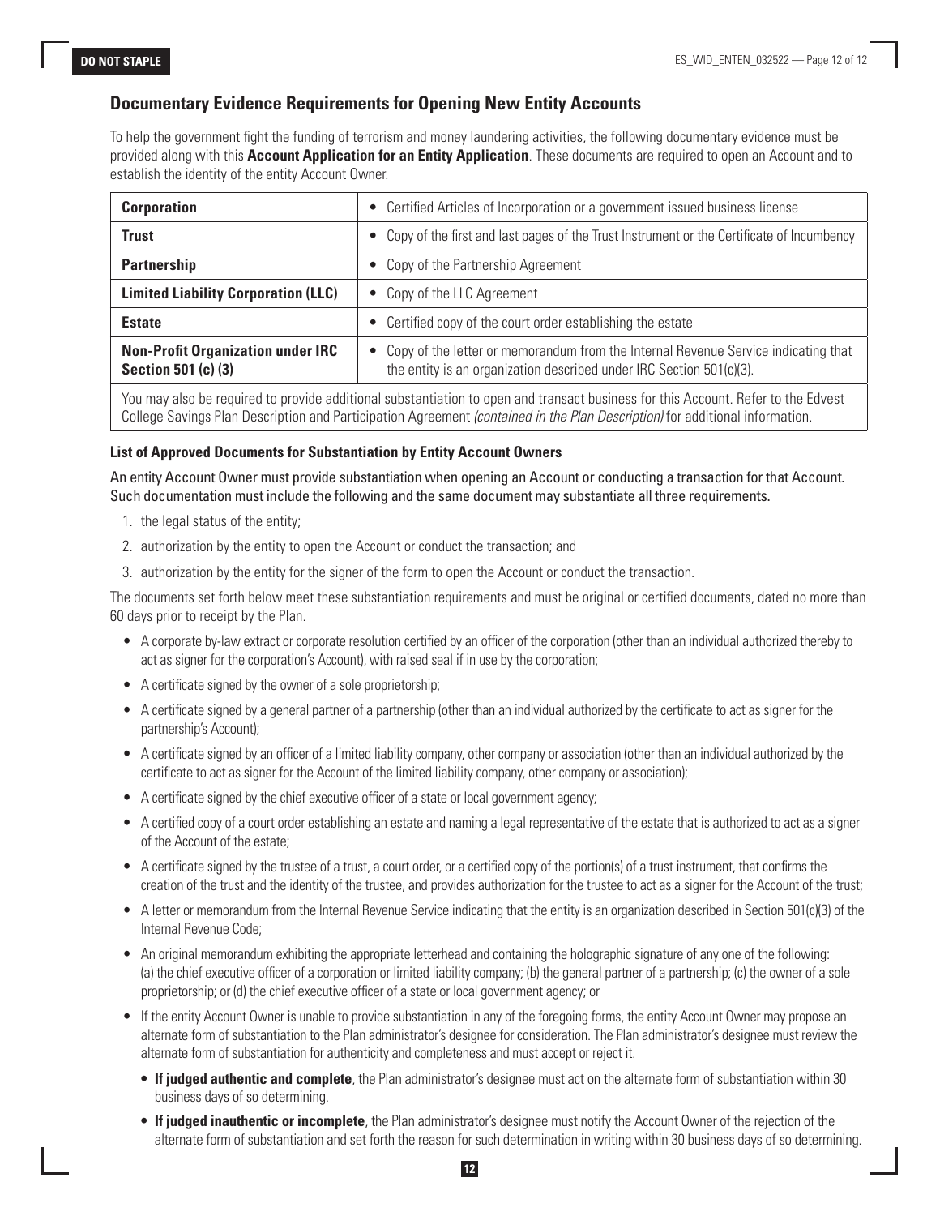## Documentary Evidence Requirements for Opening New Entity Accounts

To help the government fight the funding of terrorism and money laundering activities, the following documentary evidence must be provided along with this **Account Application for an Entity Application**. These documents are required to open an Account and to establish the identity of the entity Account Owner.

| | |
|---|---|
| **Corporation** | • Certified Articles of Incorporation or a government issued business license |
| **Trust** | • Copy of the first and last pages of the Trust Instrument or the Certificate of Incumbency |
| **Partnership** | • Copy of the Partnership Agreement |
| **Limited Liability Corporation (LLC)** | • Copy of the LLC Agreement |
| **Estate** | • Certified copy of the court order establishing the estate |
| **Non-Profit Organization under IRC Section 501 (c) (3)** | • Copy of the letter or memorandum from the Internal Revenue Service indicating that the entity is an organization described under IRC Section 501(c)(3). |

You may also be required to provide additional substantiation to open and transact business for this Account. Refer to the Edvest College Savings Plan Description and Participation Agreement *(contained in the Plan Description)* for additional information.

**List of Approved Documents for Substantiation by Entity Account Owners**

An entity Account Owner must provide substantiation when opening an Account or conducting a transaction for that Account. Such documentation must include the following and the same document may substantiate all three requirements.

1. the legal status of the entity;
2. authorization by the entity to open the Account or conduct the transaction; and
3. authorization by the entity for the signer of the form to open the Account or conduct the transaction.

The documents set forth below meet these substantiation requirements and must be original or certified documents, dated no more than 60 days prior to receipt by the Plan.

- A corporate by-law extract or corporate resolution certified by an officer of the corporation (other than an individual authorized thereby to act as signer for the corporation's Account), with raised seal if in use by the corporation;
- A certificate signed by the owner of a sole proprietorship;
- A certificate signed by a general partner of a partnership (other than an individual authorized by the certificate to act as signer for the partnership's Account);
- A certificate signed by an officer of a limited liability company, other company or association (other than an individual authorized by the certificate to act as signer for the Account of the limited liability company, other company or association);
- A certificate signed by the chief executive officer of a state or local government agency;
- A certified copy of a court order establishing an estate and naming a legal representative of the estate that is authorized to act as a signer of the Account of the estate;
- A certificate signed by the trustee of a trust, a court order, or a certified copy of the portion(s) of a trust instrument, that confirms the creation of the trust and the identity of the trustee, and provides authorization for the trustee to act as a signer for the Account of the trust;
- A letter or memorandum from the Internal Revenue Service indicating that the entity is an organization described in Section 501(c)(3) of the Internal Revenue Code;
- An original memorandum exhibiting the appropriate letterhead and containing the holographic signature of any one of the following: (a) the chief executive officer of a corporation or limited liability company; (b) the general partner of a partnership; (c) the owner of a sole proprietorship; or (d) the chief executive officer of a state or local government agency; or
- If the entity Account Owner is unable to provide substantiation in any of the foregoing forms, the entity Account Owner may propose an alternate form of substantiation to the Plan administrator's designee for consideration. The Plan administrator's designee must review the alternate form of substantiation for authenticity and completeness and must accept or reject it.
  - **If judged authentic and complete**, the Plan administrator's designee must act on the alternate form of substantiation within 30 business days of so determining.
  - **If judged inauthentic or incomplete**, the Plan administrator's designee must notify the Account Owner of the rejection of the alternate form of substantiation and set forth the reason for such determination in writing within 30 business days of so determining.